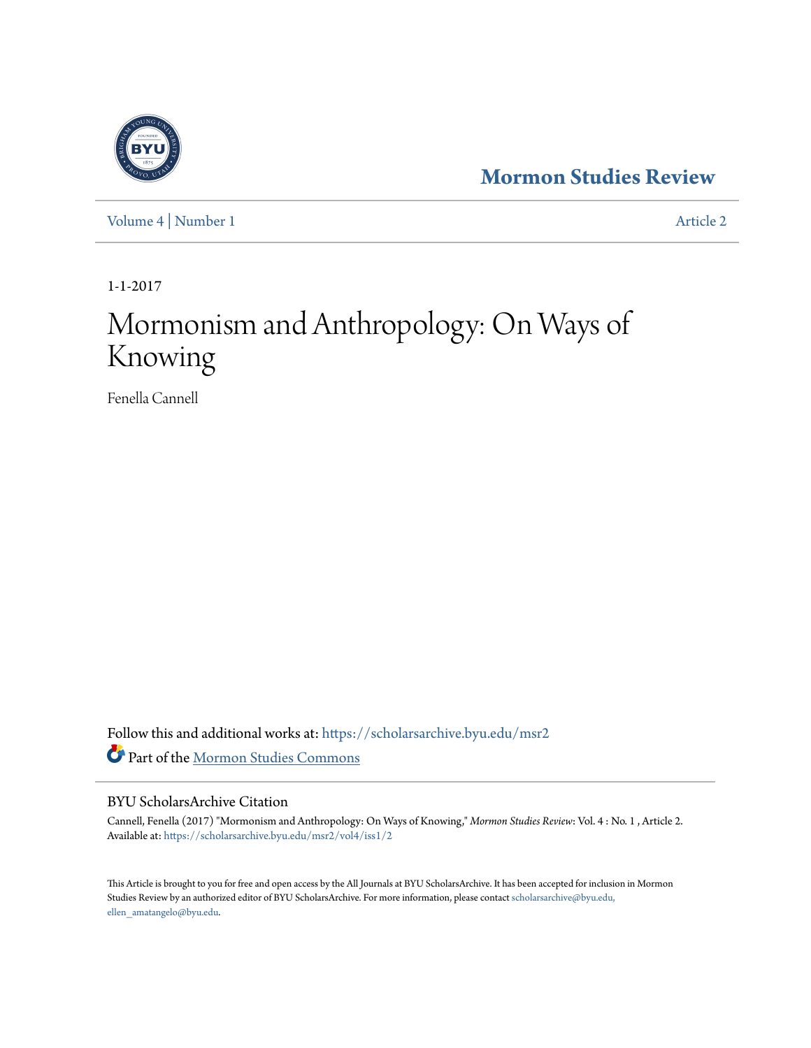Mormon Studies Review

Volume 4 | Number 1

Article 2

1-1-2017

# Mormonism and Anthropology: On Ways of Knowing

Fenella Cannell

Follow this and additional works at: https://scholarsarchive.byu.edu/msr2

Part of the Mormon Studies Commons

## BYU ScholarsArchive Citation

Cannell, Fenella (2017) "Mormonism and Anthropology: On Ways of Knowing," *Mormon Studies Review*: Vol. 4 : No. 1 , Article 2.
Available at: https://scholarsarchive.byu.edu/msr2/vol4/iss1/2

This Article is brought to you for free and open access by the All Journals at BYU ScholarsArchive. It has been accepted for inclusion in Mormon Studies Review by an authorized editor of BYU ScholarsArchive. For more information, please contact scholarsarchive@byu.edu, ellen_amatangelo@byu.edu.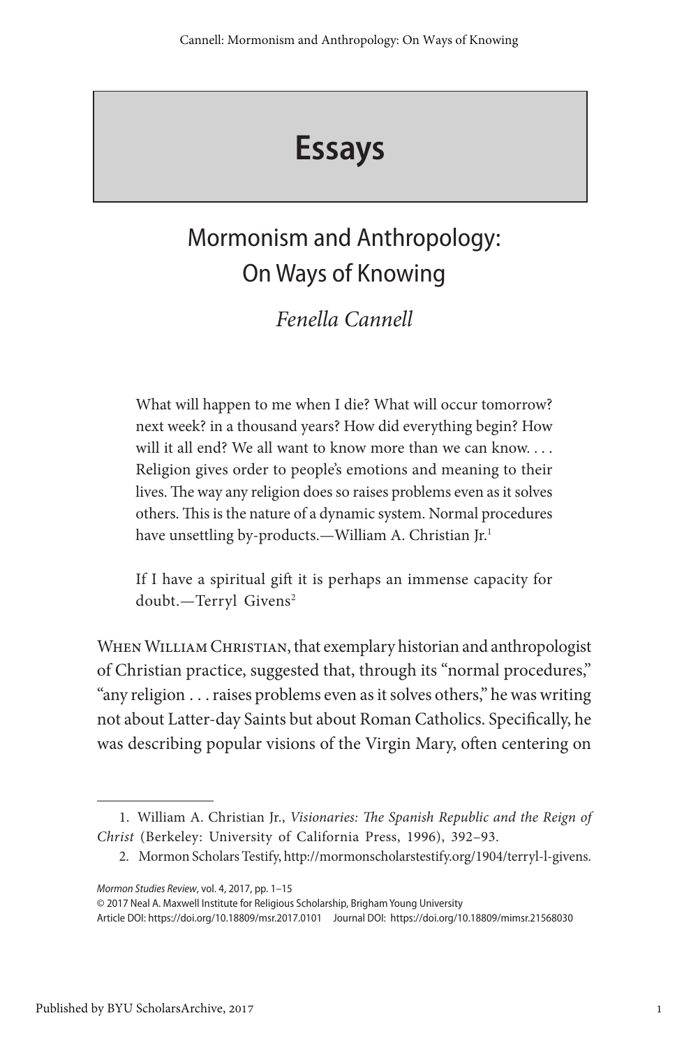# Essays

## Mormonism and Anthropology: On Ways of Knowing

*Fenella Cannell*

> What will happen to me when I die? What will occur tomorrow? next week? in a thousand years? How did everything begin? How will it all end? We all want to know more than we can know. . . . Religion gives order to people's emotions and meaning to their lives. The way any religion does so raises problems even as it solves others. This is the nature of a dynamic system. Normal procedures have unsettling by-products.—William A. Christian Jr.[1]

> If I have a spiritual gift it is perhaps an immense capacity for doubt.—Terryl Givens[2]

When William Christian, that exemplary historian and anthropologist of Christian practice, suggested that, through its "normal procedures," "any religion . . . raises problems even as it solves others," he was writing not about Latter-day Saints but about Roman Catholics. Specifically, he was describing popular visions of the Virgin Mary, often centering on

1. William A. Christian Jr., *Visionaries: The Spanish Republic and the Reign of Christ* (Berkeley: University of California Press, 1996), 392–93.

2. Mormon Scholars Testify, http://mormonscholarstestify.org/1904/terryl-l-givens.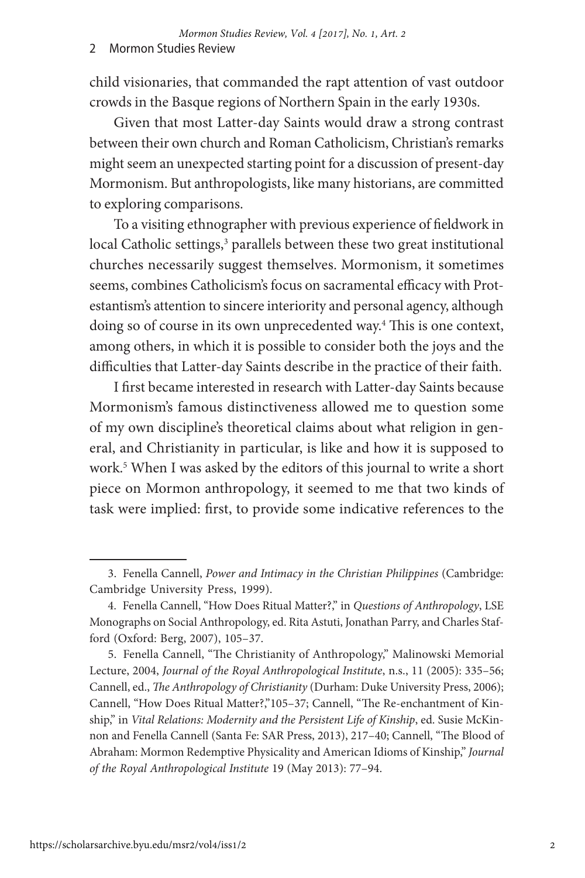child visionaries, that commanded the rapt attention of vast outdoor crowds in the Basque regions of Northern Spain in the early 1930s.

Given that most Latter-day Saints would draw a strong contrast between their own church and Roman Catholicism, Christian's remarks might seem an unexpected starting point for a discussion of present-day Mormonism. But anthropologists, like many historians, are committed to exploring comparisons.

To a visiting ethnographer with previous experience of fieldwork in local Catholic settings,[3] parallels between these two great institutional churches necessarily suggest themselves. Mormonism, it sometimes seems, combines Catholicism's focus on sacramental efficacy with Protestantism's attention to sincere interiority and personal agency, although doing so of course in its own unprecedented way.[4] This is one context, among others, in which it is possible to consider both the joys and the difficulties that Latter-day Saints describe in the practice of their faith.

I first became interested in research with Latter-day Saints because Mormonism's famous distinctiveness allowed me to question some of my own discipline's theoretical claims about what religion in general, and Christianity in particular, is like and how it is supposed to work.[5] When I was asked by the editors of this journal to write a short piece on Mormon anthropology, it seemed to me that two kinds of task were implied: first, to provide some indicative references to the

---

3. Fenella Cannell, *Power and Intimacy in the Christian Philippines* (Cambridge: Cambridge University Press, 1999).

4. Fenella Cannell, "How Does Ritual Matter?," in *Questions of Anthropology*, LSE Monographs on Social Anthropology, ed. Rita Astuti, Jonathan Parry, and Charles Stafford (Oxford: Berg, 2007), 105–37.

5. Fenella Cannell, "The Christianity of Anthropology," Malinowski Memorial Lecture, 2004, *Journal of the Royal Anthropological Institute*, n.s., 11 (2005): 335–56; Cannell, ed., *The Anthropology of Christianity* (Durham: Duke University Press, 2006); Cannell, "How Does Ritual Matter?,"105–37; Cannell, "The Re-enchantment of Kinship," in *Vital Relations: Modernity and the Persistent Life of Kinship*, ed. Susie McKinnon and Fenella Cannell (Santa Fe: SAR Press, 2013), 217–40; Cannell, "The Blood of Abraham: Mormon Redemptive Physicality and American Idioms of Kinship," *Journal of the Royal Anthropological Institute* 19 (May 2013): 77–94.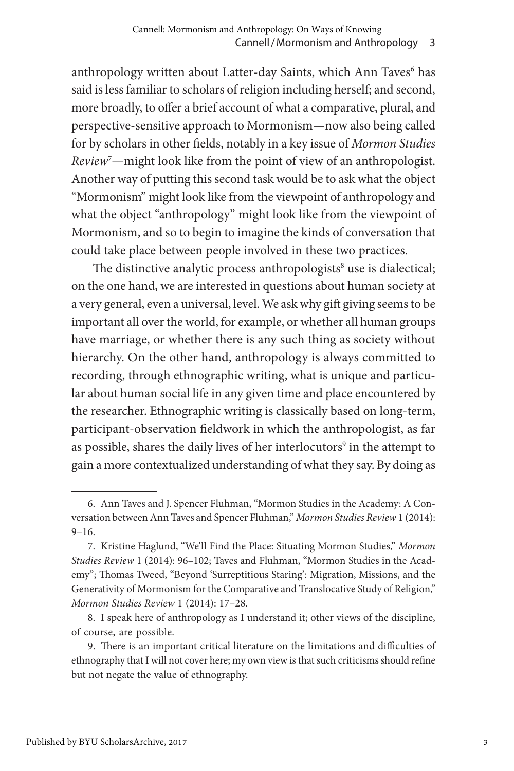anthropology written about Latter-day Saints, which Ann Taves[6] has said is less familiar to scholars of religion including herself; and second, more broadly, to offer a brief account of what a comparative, plural, and perspective-sensitive approach to Mormonism—now also being called for by scholars in other fields, notably in a key issue of *Mormon Studies Review*[7]—might look like from the point of view of an anthropologist. Another way of putting this second task would be to ask what the object "Mormonism" might look like from the viewpoint of anthropology and what the object "anthropology" might look like from the viewpoint of Mormonism, and so to begin to imagine the kinds of conversation that could take place between people involved in these two practices.

The distinctive analytic process anthropologists[8] use is dialectical; on the one hand, we are interested in questions about human society at a very general, even a universal, level. We ask why gift giving seems to be important all over the world, for example, or whether all human groups have marriage, or whether there is any such thing as society without hierarchy. On the other hand, anthropology is always committed to recording, through ethnographic writing, what is unique and particular about human social life in any given time and place encountered by the researcher. Ethnographic writing is classically based on long-term, participant-observation fieldwork in which the anthropologist, as far as possible, shares the daily lives of her interlocutors[9] in the attempt to gain a more contextualized understanding of what they say. By doing as

6. Ann Taves and J. Spencer Fluhman, "Mormon Studies in the Academy: A Conversation between Ann Taves and Spencer Fluhman," *Mormon Studies Review* 1 (2014): 9–16.

7. Kristine Haglund, "We'll Find the Place: Situating Mormon Studies," *Mormon Studies Review* 1 (2014): 96–102; Taves and Fluhman, "Mormon Studies in the Academy"; Thomas Tweed, "Beyond 'Surreptitious Staring': Migration, Missions, and the Generativity of Mormonism for the Comparative and Translocative Study of Religion," *Mormon Studies Review* 1 (2014): 17–28.

8. I speak here of anthropology as I understand it; other views of the discipline, of course, are possible.

9. There is an important critical literature on the limitations and difficulties of ethnography that I will not cover here; my own view is that such criticisms should refine but not negate the value of ethnography.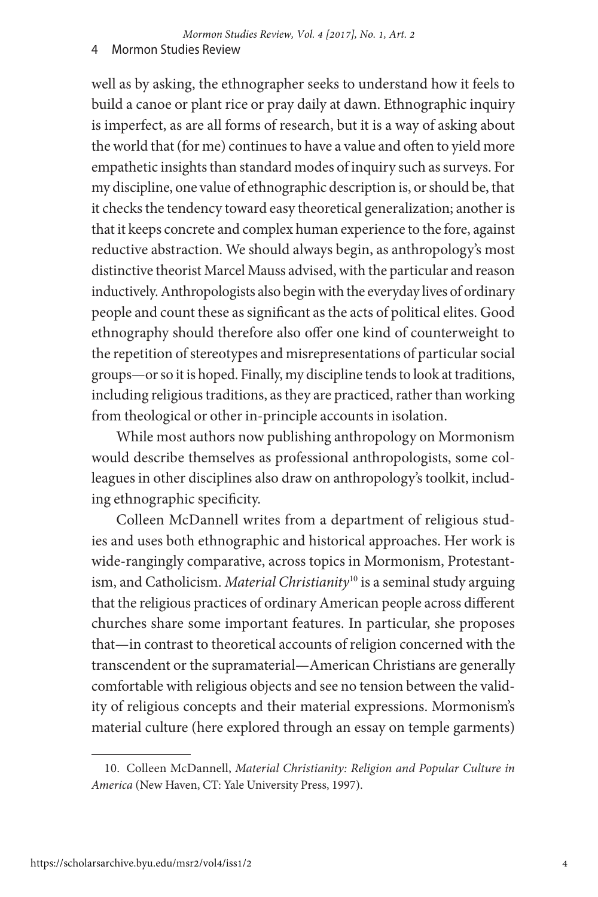well as by asking, the ethnographer seeks to understand how it feels to build a canoe or plant rice or pray daily at dawn. Ethnographic inquiry is imperfect, as are all forms of research, but it is a way of asking about the world that (for me) continues to have a value and often to yield more empathetic insights than standard modes of inquiry such as surveys. For my discipline, one value of ethnographic description is, or should be, that it checks the tendency toward easy theoretical generalization; another is that it keeps concrete and complex human experience to the fore, against reductive abstraction. We should always begin, as anthropology's most distinctive theorist Marcel Mauss advised, with the particular and reason inductively. Anthropologists also begin with the everyday lives of ordinary people and count these as significant as the acts of political elites. Good ethnography should therefore also offer one kind of counterweight to the repetition of stereotypes and misrepresentations of particular social groups—or so it is hoped. Finally, my discipline tends to look at traditions, including religious traditions, as they are practiced, rather than working from theological or other in-principle accounts in isolation.

While most authors now publishing anthropology on Mormonism would describe themselves as professional anthropologists, some colleagues in other disciplines also draw on anthropology's toolkit, including ethnographic specificity.

Colleen McDannell writes from a department of religious studies and uses both ethnographic and historical approaches. Her work is wide-rangingly comparative, across topics in Mormonism, Protestantism, and Catholicism. *Material Christianity*[10] is a seminal study arguing that the religious practices of ordinary American people across different churches share some important features. In particular, she proposes that—in contrast to theoretical accounts of religion concerned with the transcendent or the supramaterial—American Christians are generally comfortable with religious objects and see no tension between the validity of religious concepts and their material expressions. Mormonism's material culture (here explored through an essay on temple garments)

10. Colleen McDannell, *Material Christianity: Religion and Popular Culture in America* (New Haven, CT: Yale University Press, 1997).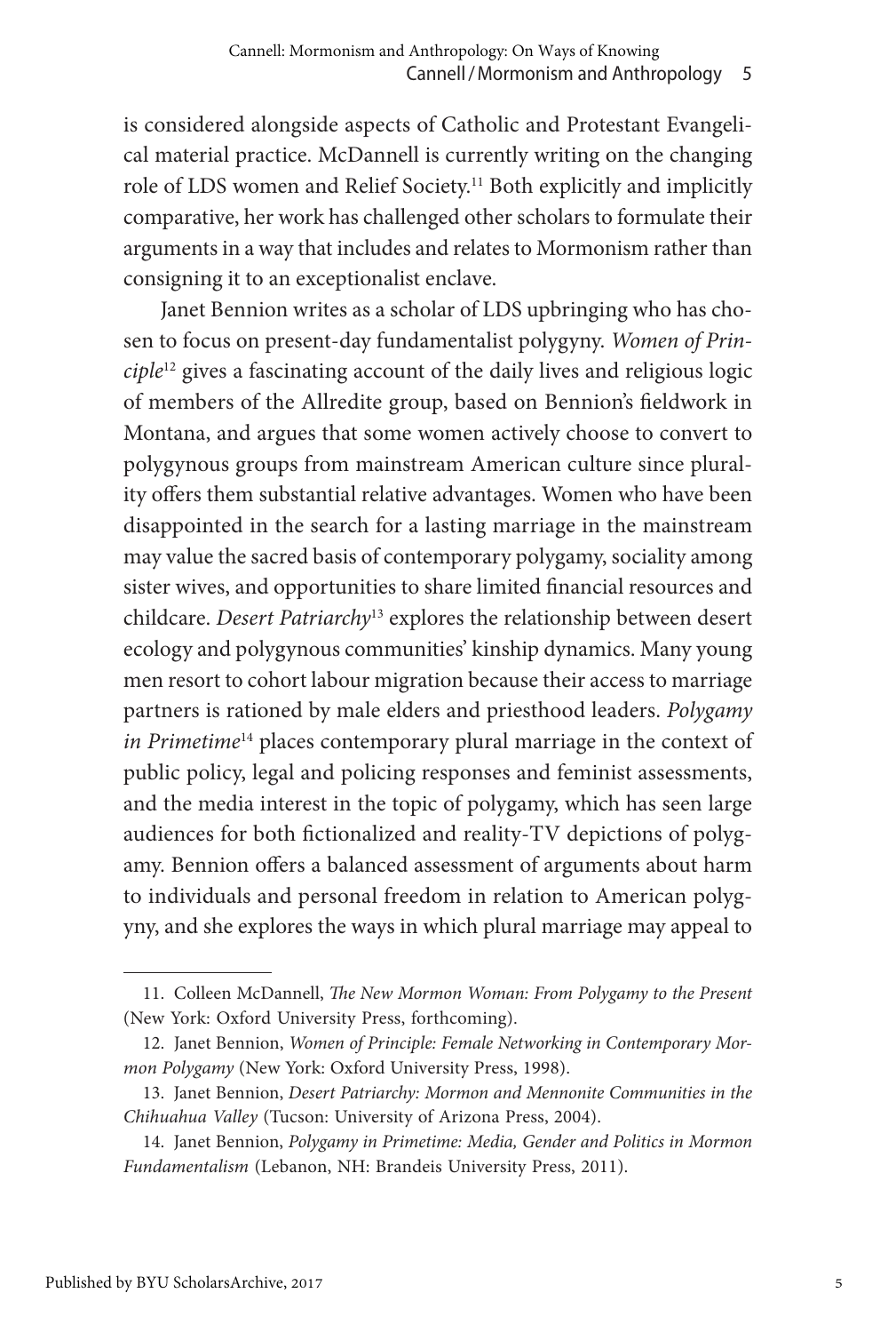is considered alongside aspects of Catholic and Protestant Evangelical material practice. McDannell is currently writing on the changing role of LDS women and Relief Society.[11] Both explicitly and implicitly comparative, her work has challenged other scholars to formulate their arguments in a way that includes and relates to Mormonism rather than consigning it to an exceptionalist enclave.

Janet Bennion writes as a scholar of LDS upbringing who has chosen to focus on present-day fundamentalist polygyny. *Women of Principle*[12] gives a fascinating account of the daily lives and religious logic of members of the Allredite group, based on Bennion's fieldwork in Montana, and argues that some women actively choose to convert to polygynous groups from mainstream American culture since plurality offers them substantial relative advantages. Women who have been disappointed in the search for a lasting marriage in the mainstream may value the sacred basis of contemporary polygamy, sociality among sister wives, and opportunities to share limited financial resources and childcare. *Desert Patriarchy*[13] explores the relationship between desert ecology and polygynous communities' kinship dynamics. Many young men resort to cohort labour migration because their access to marriage partners is rationed by male elders and priesthood leaders. *Polygamy in Primetime*[14] places contemporary plural marriage in the context of public policy, legal and policing responses and feminist assessments, and the media interest in the topic of polygamy, which has seen large audiences for both fictionalized and reality-TV depictions of polygamy. Bennion offers a balanced assessment of arguments about harm to individuals and personal freedom in relation to American polygyny, and she explores the ways in which plural marriage may appeal to

---

11. Colleen McDannell, *The New Mormon Woman: From Polygamy to the Present* (New York: Oxford University Press, forthcoming).

12. Janet Bennion, *Women of Principle: Female Networking in Contemporary Mormon Polygamy* (New York: Oxford University Press, 1998).

13. Janet Bennion, *Desert Patriarchy: Mormon and Mennonite Communities in the Chihuahua Valley* (Tucson: University of Arizona Press, 2004).

14. Janet Bennion, *Polygamy in Primetime: Media, Gender and Politics in Mormon Fundamentalism* (Lebanon, NH: Brandeis University Press, 2011).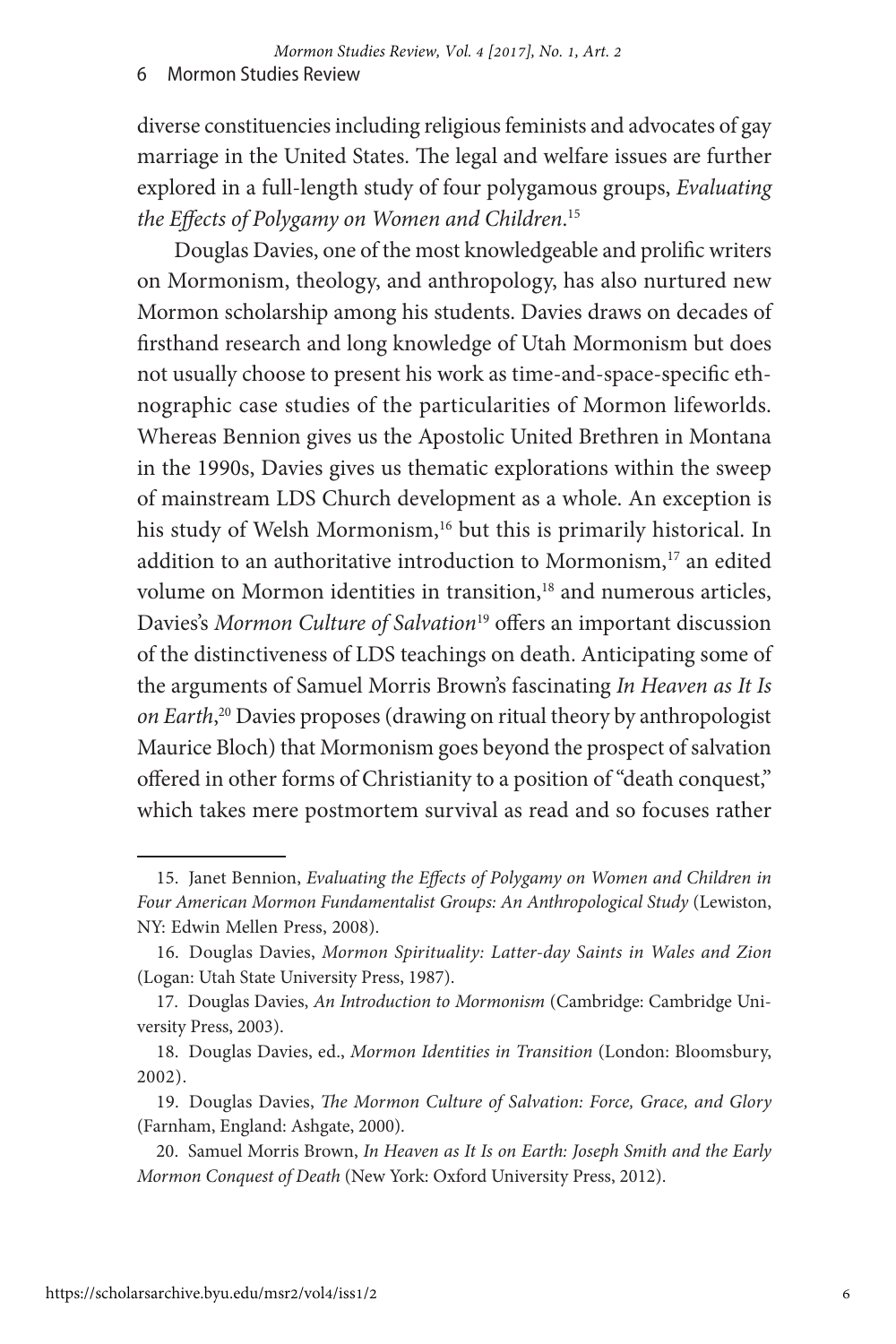diverse constituencies including religious feminists and advocates of gay marriage in the United States. The legal and welfare issues are further explored in a full-length study of four polygamous groups, *Evaluating the Effects of Polygamy on Women and Children*.[15]

Douglas Davies, one of the most knowledgeable and prolific writers on Mormonism, theology, and anthropology, has also nurtured new Mormon scholarship among his students. Davies draws on decades of firsthand research and long knowledge of Utah Mormonism but does not usually choose to present his work as time-and-space-specific ethnographic case studies of the particularities of Mormon lifeworlds. Whereas Bennion gives us the Apostolic United Brethren in Montana in the 1990s, Davies gives us thematic explorations within the sweep of mainstream LDS Church development as a whole. An exception is his study of Welsh Mormonism,[16] but this is primarily historical. In addition to an authoritative introduction to Mormonism,[17] an edited volume on Mormon identities in transition,[18] and numerous articles, Davies's *Mormon Culture of Salvation*[19] offers an important discussion of the distinctiveness of LDS teachings on death. Anticipating some of the arguments of Samuel Morris Brown's fascinating *In Heaven as It Is on Earth*,[20] Davies proposes (drawing on ritual theory by anthropologist Maurice Bloch) that Mormonism goes beyond the prospect of salvation offered in other forms of Christianity to a position of "death conquest," which takes mere postmortem survival as read and so focuses rather

---

15. Janet Bennion, *Evaluating the Effects of Polygamy on Women and Children in Four American Mormon Fundamentalist Groups: An Anthropological Study* (Lewiston, NY: Edwin Mellen Press, 2008).

16. Douglas Davies, *Mormon Spirituality: Latter-day Saints in Wales and Zion* (Logan: Utah State University Press, 1987).

17. Douglas Davies, *An Introduction to Mormonism* (Cambridge: Cambridge University Press, 2003).

18. Douglas Davies, ed., *Mormon Identities in Transition* (London: Bloomsbury, 2002).

19. Douglas Davies, *The Mormon Culture of Salvation: Force, Grace, and Glory* (Farnham, England: Ashgate, 2000).

20. Samuel Morris Brown, *In Heaven as It Is on Earth: Joseph Smith and the Early Mormon Conquest of Death* (New York: Oxford University Press, 2012).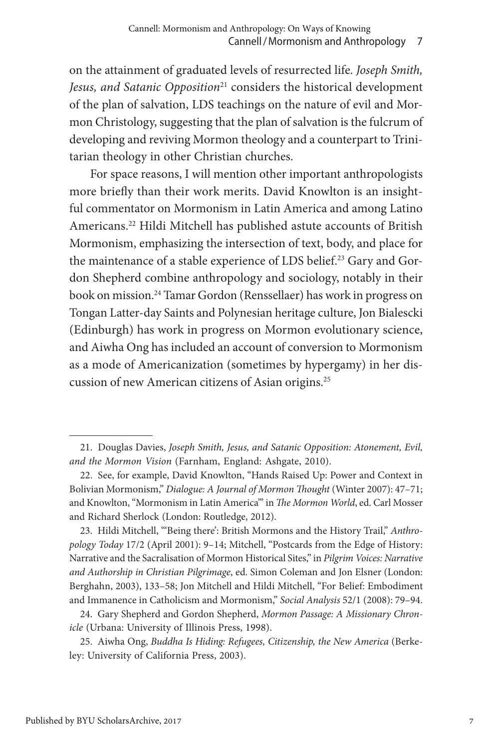on the attainment of graduated levels of resurrected life. *Joseph Smith, Jesus, and Satanic Opposition*[21] considers the historical development of the plan of salvation, LDS teachings on the nature of evil and Mormon Christology, suggesting that the plan of salvation is the fulcrum of developing and reviving Mormon theology and a counterpart to Trinitarian theology in other Christian churches.

For space reasons, I will mention other important anthropologists more briefly than their work merits. David Knowlton is an insightful commentator on Mormonism in Latin America and among Latino Americans.[22] Hildi Mitchell has published astute accounts of British Mormonism, emphasizing the intersection of text, body, and place for the maintenance of a stable experience of LDS belief.[23] Gary and Gordon Shepherd combine anthropology and sociology, notably in their book on mission.[24] Tamar Gordon (Renssellaer) has work in progress on Tongan Latter-day Saints and Polynesian heritage culture, Jon Bialescki (Edinburgh) has work in progress on Mormon evolutionary science, and Aiwha Ong has included an account of conversion to Mormonism as a mode of Americanization (sometimes by hypergamy) in her discussion of new American citizens of Asian origins.[25]

---

21. Douglas Davies, *Joseph Smith, Jesus, and Satanic Opposition: Atonement, Evil, and the Mormon Vision* (Farnham, England: Ashgate, 2010).

22. See, for example, David Knowlton, "Hands Raised Up: Power and Context in Bolivian Mormonism," *Dialogue: A Journal of Mormon Thought* (Winter 2007): 47–71; and Knowlton, "Mormonism in Latin America"' in *The Mormon World*, ed. Carl Mosser and Richard Sherlock (London: Routledge, 2012).

23. Hildi Mitchell, "'Being there': British Mormons and the History Trail," *Anthropology Today* 17/2 (April 2001): 9–14; Mitchell, "Postcards from the Edge of History: Narrative and the Sacralisation of Mormon Historical Sites," in *Pilgrim Voices: Narrative and Authorship in Christian Pilgrimage*, ed. Simon Coleman and Jon Elsner (London: Berghahn, 2003), 133–58; Jon Mitchell and Hildi Mitchell, "For Belief: Embodiment and Immanence in Catholicism and Mormonism," *Social Analysis* 52/1 (2008): 79–94.

24. Gary Shepherd and Gordon Shepherd, *Mormon Passage: A Missionary Chronicle* (Urbana: University of Illinois Press, 1998).

25. Aiwha Ong, *Buddha Is Hiding: Refugees, Citizenship, the New America* (Berkeley: University of California Press, 2003).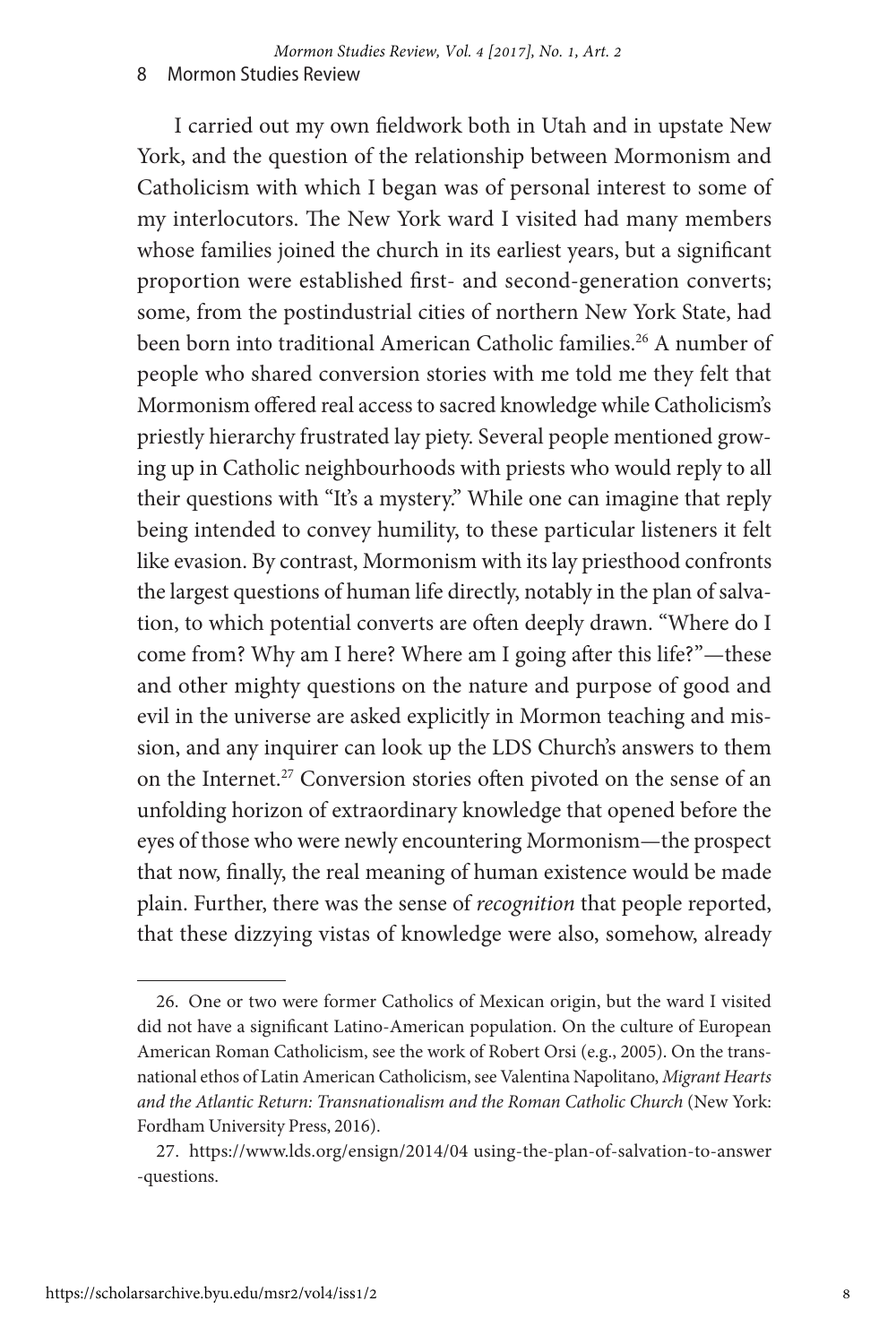I carried out my own fieldwork both in Utah and in upstate New York, and the question of the relationship between Mormonism and Catholicism with which I began was of personal interest to some of my interlocutors. The New York ward I visited had many members whose families joined the church in its earliest years, but a significant proportion were established first- and second-generation converts; some, from the postindustrial cities of northern New York State, had been born into traditional American Catholic families.[26] A number of people who shared conversion stories with me told me they felt that Mormonism offered real access to sacred knowledge while Catholicism's priestly hierarchy frustrated lay piety. Several people mentioned growing up in Catholic neighbourhoods with priests who would reply to all their questions with "It's a mystery." While one can imagine that reply being intended to convey humility, to these particular listeners it felt like evasion. By contrast, Mormonism with its lay priesthood confronts the largest questions of human life directly, notably in the plan of salvation, to which potential converts are often deeply drawn. "Where do I come from? Why am I here? Where am I going after this life?"—these and other mighty questions on the nature and purpose of good and evil in the universe are asked explicitly in Mormon teaching and mission, and any inquirer can look up the LDS Church's answers to them on the Internet.[27] Conversion stories often pivoted on the sense of an unfolding horizon of extraordinary knowledge that opened before the eyes of those who were newly encountering Mormonism—the prospect that now, finally, the real meaning of human existence would be made plain. Further, there was the sense of *recognition* that people reported, that these dizzying vistas of knowledge were also, somehow, already

---

26. One or two were former Catholics of Mexican origin, but the ward I visited did not have a significant Latino-American population. On the culture of European American Roman Catholicism, see the work of Robert Orsi (e.g., 2005). On the transnational ethos of Latin American Catholicism, see Valentina Napolitano, *Migrant Hearts and the Atlantic Return: Transnationalism and the Roman Catholic Church* (New York: Fordham University Press, 2016).

27. https://www.lds.org/ensign/2014/04 using-the-plan-of-salvation-to-answer-questions.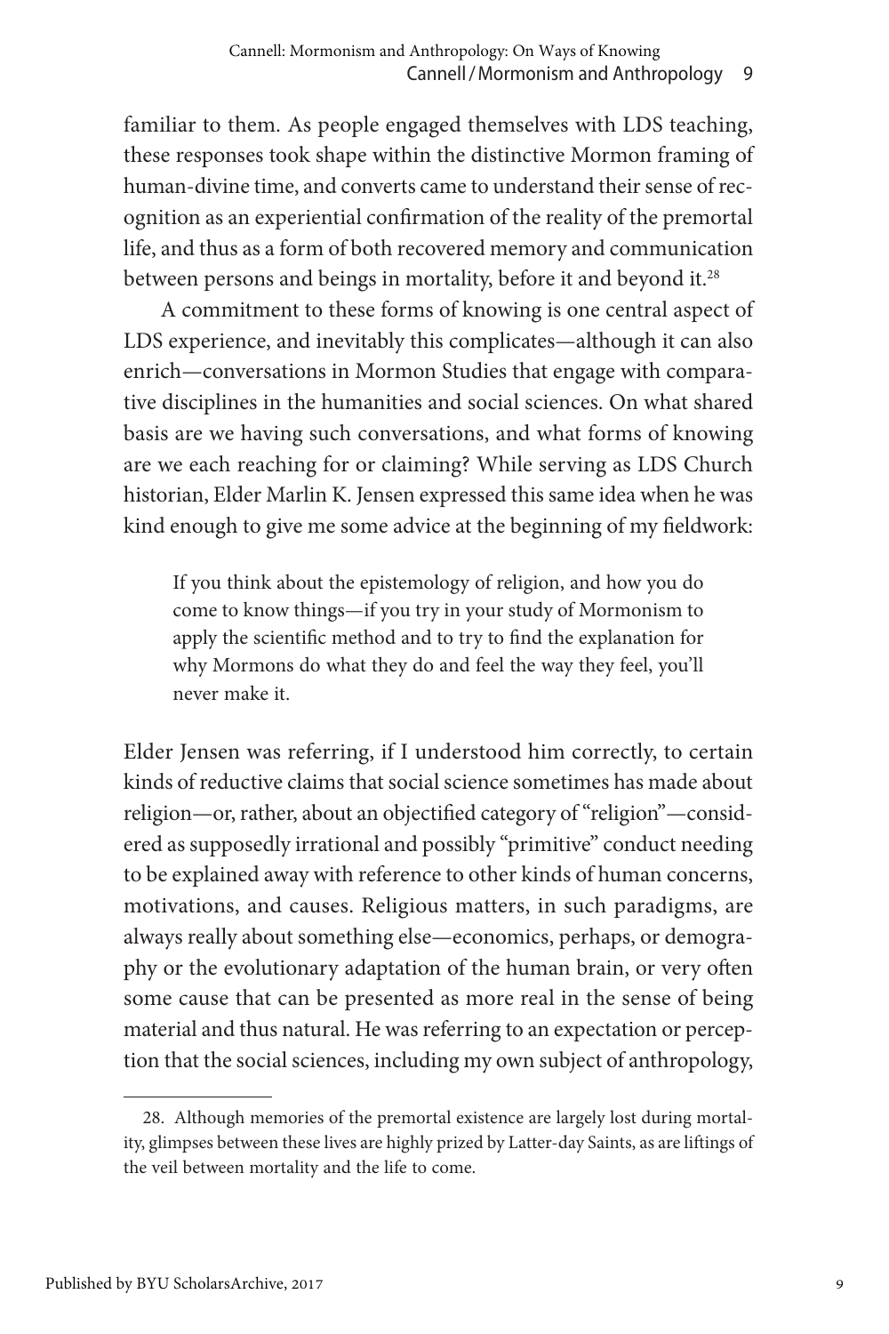familiar to them. As people engaged themselves with LDS teaching, these responses took shape within the distinctive Mormon framing of human-divine time, and converts came to understand their sense of recognition as an experiential confirmation of the reality of the premortal life, and thus as a form of both recovered memory and communication between persons and beings in mortality, before it and beyond it.[28]

A commitment to these forms of knowing is one central aspect of LDS experience, and inevitably this complicates—although it can also enrich—conversations in Mormon Studies that engage with comparative disciplines in the humanities and social sciences. On what shared basis are we having such conversations, and what forms of knowing are we each reaching for or claiming? While serving as LDS Church historian, Elder Marlin K. Jensen expressed this same idea when he was kind enough to give me some advice at the beginning of my fieldwork:

> If you think about the epistemology of religion, and how you do come to know things—if you try in your study of Mormonism to apply the scientific method and to try to find the explanation for why Mormons do what they do and feel the way they feel, you'll never make it.

Elder Jensen was referring, if I understood him correctly, to certain kinds of reductive claims that social science sometimes has made about religion—or, rather, about an objectified category of "religion"—considered as supposedly irrational and possibly "primitive" conduct needing to be explained away with reference to other kinds of human concerns, motivations, and causes. Religious matters, in such paradigms, are always really about something else—economics, perhaps, or demography or the evolutionary adaptation of the human brain, or very often some cause that can be presented as more real in the sense of being material and thus natural. He was referring to an expectation or perception that the social sciences, including my own subject of anthropology,

---

28. Although memories of the premortal existence are largely lost during mortality, glimpses between these lives are highly prized by Latter-day Saints, as are liftings of the veil between mortality and the life to come.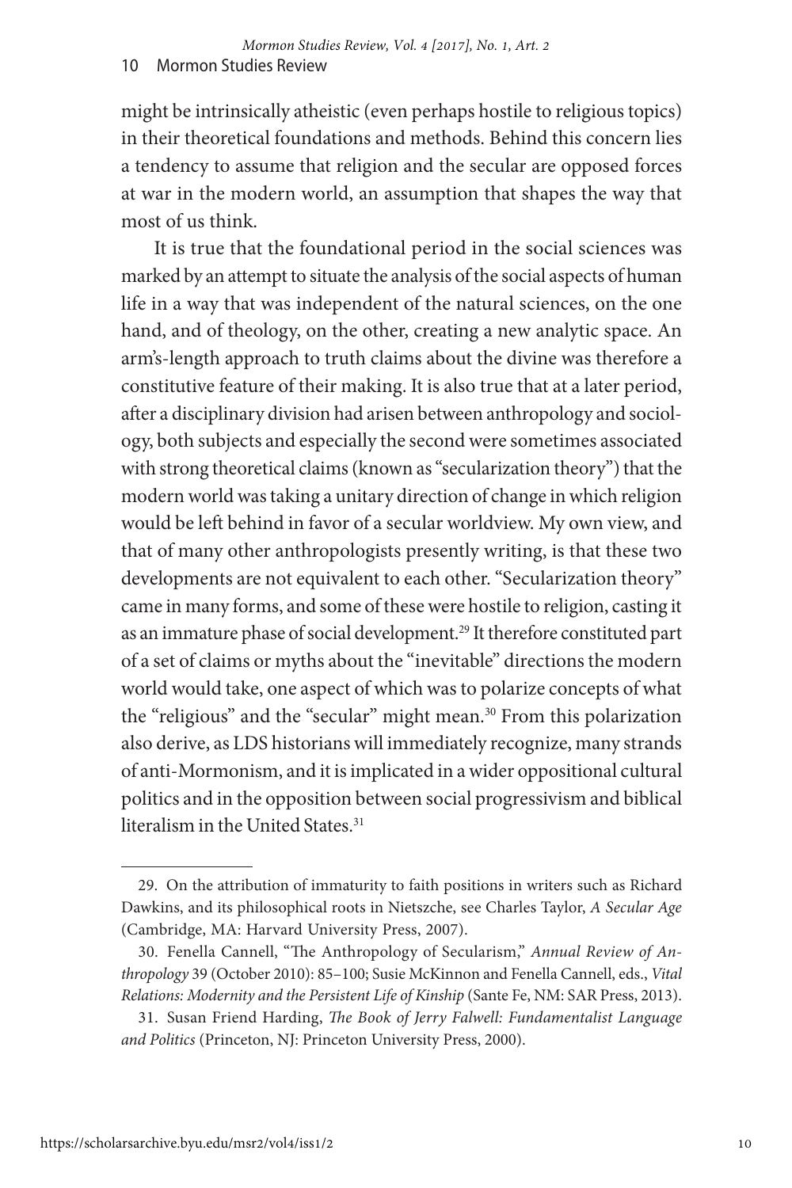might be intrinsically atheistic (even perhaps hostile to religious topics) in their theoretical foundations and methods. Behind this concern lies a tendency to assume that religion and the secular are opposed forces at war in the modern world, an assumption that shapes the way that most of us think.

It is true that the foundational period in the social sciences was marked by an attempt to situate the analysis of the social aspects of human life in a way that was independent of the natural sciences, on the one hand, and of theology, on the other, creating a new analytic space. An arm's-length approach to truth claims about the divine was therefore a constitutive feature of their making. It is also true that at a later period, after a disciplinary division had arisen between anthropology and sociology, both subjects and especially the second were sometimes associated with strong theoretical claims (known as "secularization theory") that the modern world was taking a unitary direction of change in which religion would be left behind in favor of a secular worldview. My own view, and that of many other anthropologists presently writing, is that these two developments are not equivalent to each other. "Secularization theory" came in many forms, and some of these were hostile to religion, casting it as an immature phase of social development.[29] It therefore constituted part of a set of claims or myths about the "inevitable" directions the modern world would take, one aspect of which was to polarize concepts of what the "religious" and the "secular" might mean.[30] From this polarization also derive, as LDS historians will immediately recognize, many strands of anti-Mormonism, and it is implicated in a wider oppositional cultural politics and in the opposition between social progressivism and biblical literalism in the United States.[31]

---

29. On the attribution of immaturity to faith positions in writers such as Richard Dawkins, and its philosophical roots in Nietszche, see Charles Taylor, *A Secular Age* (Cambridge, MA: Harvard University Press, 2007).

30. Fenella Cannell, "The Anthropology of Secularism," *Annual Review of Anthropology* 39 (October 2010): 85–100; Susie McKinnon and Fenella Cannell, eds., *Vital Relations: Modernity and the Persistent Life of Kinship* (Sante Fe, NM: SAR Press, 2013).

31. Susan Friend Harding, *The Book of Jerry Falwell: Fundamentalist Language and Politics* (Princeton, NJ: Princeton University Press, 2000).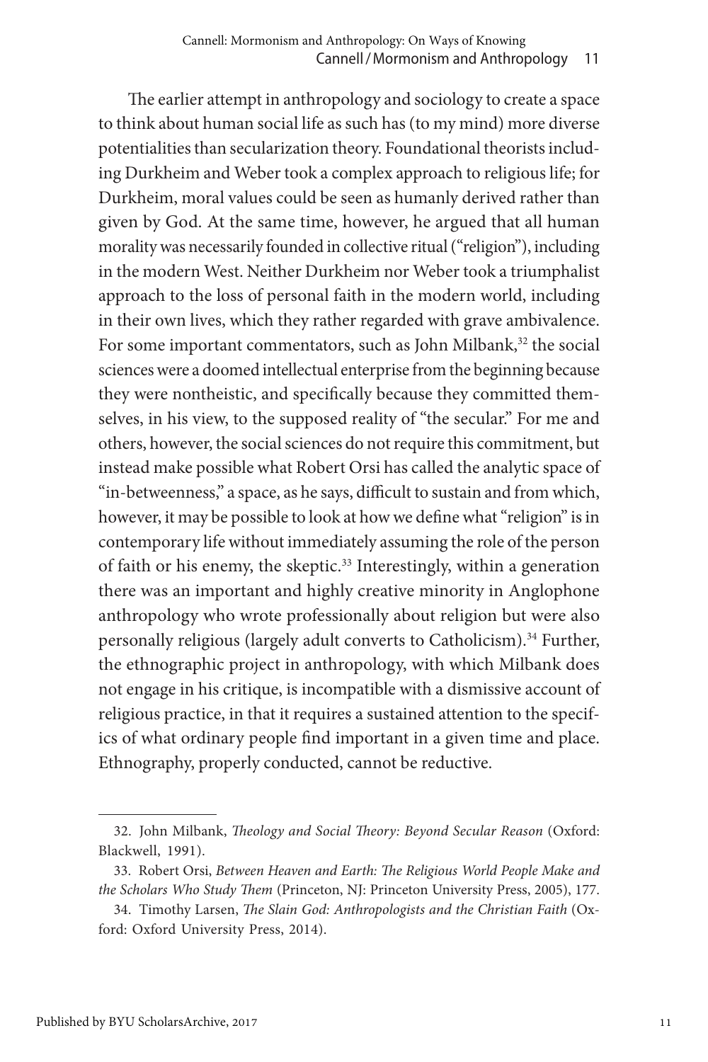The earlier attempt in anthropology and sociology to create a space to think about human social life as such has (to my mind) more diverse potentialities than secularization theory. Foundational theorists including Durkheim and Weber took a complex approach to religious life; for Durkheim, moral values could be seen as humanly derived rather than given by God. At the same time, however, he argued that all human morality was necessarily founded in collective ritual ("religion"), including in the modern West. Neither Durkheim nor Weber took a triumphalist approach to the loss of personal faith in the modern world, including in their own lives, which they rather regarded with grave ambivalence. For some important commentators, such as John Milbank,[32] the social sciences were a doomed intellectual enterprise from the beginning because they were nontheistic, and specifically because they committed themselves, in his view, to the supposed reality of "the secular." For me and others, however, the social sciences do not require this commitment, but instead make possible what Robert Orsi has called the analytic space of "in-betweenness," a space, as he says, difficult to sustain and from which, however, it may be possible to look at how we define what "religion" is in contemporary life without immediately assuming the role of the person of faith or his enemy, the skeptic.[33] Interestingly, within a generation there was an important and highly creative minority in Anglophone anthropology who wrote professionally about religion but were also personally religious (largely adult converts to Catholicism).[34] Further, the ethnographic project in anthropology, with which Milbank does not engage in his critique, is incompatible with a dismissive account of religious practice, in that it requires a sustained attention to the specifics of what ordinary people find important in a given time and place. Ethnography, properly conducted, cannot be reductive.

---

32. John Milbank, *Theology and Social Theory: Beyond Secular Reason* (Oxford: Blackwell, 1991).

33. Robert Orsi, *Between Heaven and Earth: The Religious World People Make and the Scholars Who Study Them* (Princeton, NJ: Princeton University Press, 2005), 177.

34. Timothy Larsen, *The Slain God: Anthropologists and the Christian Faith* (Oxford: Oxford University Press, 2014).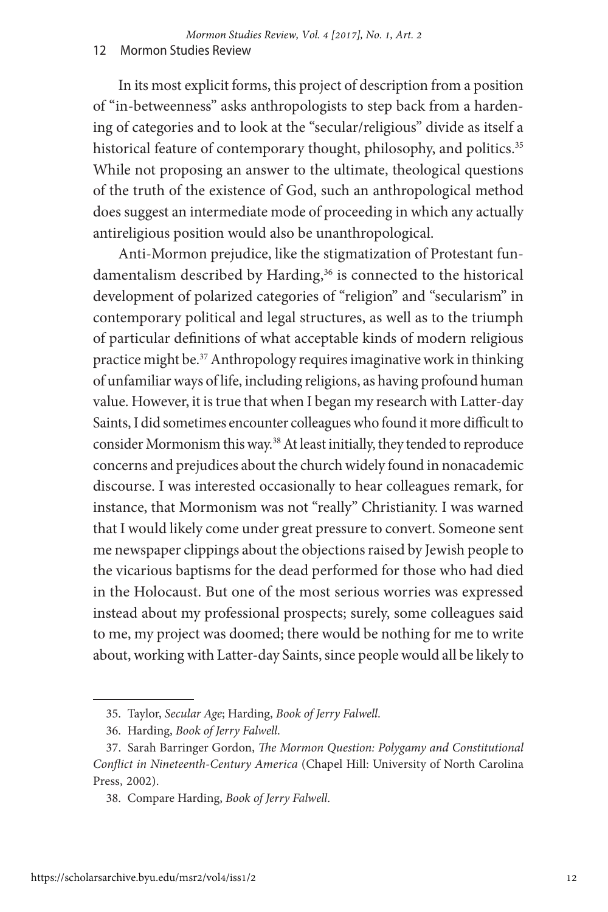In its most explicit forms, this project of description from a position of "in-betweenness" asks anthropologists to step back from a hardening of categories and to look at the "secular/religious" divide as itself a historical feature of contemporary thought, philosophy, and politics.[35] While not proposing an answer to the ultimate, theological questions of the truth of the existence of God, such an anthropological method does suggest an intermediate mode of proceeding in which any actually antireligious position would also be unanthropological.

Anti-Mormon prejudice, like the stigmatization of Protestant fundamentalism described by Harding,[36] is connected to the historical development of polarized categories of "religion" and "secularism" in contemporary political and legal structures, as well as to the triumph of particular definitions of what acceptable kinds of modern religious practice might be.[37] Anthropology requires imaginative work in thinking of unfamiliar ways of life, including religions, as having profound human value. However, it is true that when I began my research with Latter-day Saints, I did sometimes encounter colleagues who found it more difficult to consider Mormonism this way.[38] At least initially, they tended to reproduce concerns and prejudices about the church widely found in nonacademic discourse. I was interested occasionally to hear colleagues remark, for instance, that Mormonism was not "really" Christianity. I was warned that I would likely come under great pressure to convert. Someone sent me newspaper clippings about the objections raised by Jewish people to the vicarious baptisms for the dead performed for those who had died in the Holocaust. But one of the most serious worries was expressed instead about my professional prospects; surely, some colleagues said to me, my project was doomed; there would be nothing for me to write about, working with Latter-day Saints, since people would all be likely to

---

35. Taylor, *Secular Age*; Harding, *Book of Jerry Falwell*.

36. Harding, *Book of Jerry Falwell*.

37. Sarah Barringer Gordon, *The Mormon Question: Polygamy and Constitutional Conflict in Nineteenth-Century America* (Chapel Hill: University of North Carolina Press, 2002).

38. Compare Harding, *Book of Jerry Falwell*.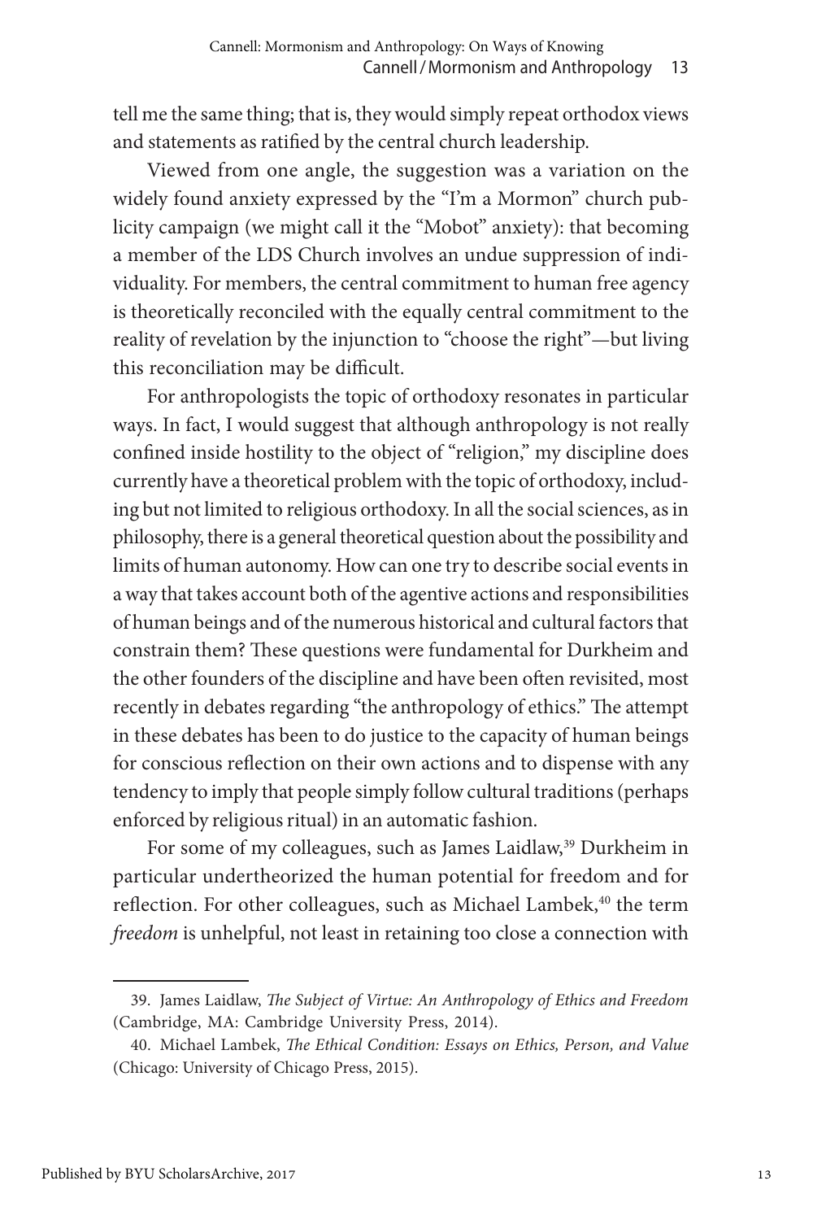tell me the same thing; that is, they would simply repeat orthodox views and statements as ratified by the central church leadership.

Viewed from one angle, the suggestion was a variation on the widely found anxiety expressed by the "I'm a Mormon" church publicity campaign (we might call it the "Mobot" anxiety): that becoming a member of the LDS Church involves an undue suppression of individuality. For members, the central commitment to human free agency is theoretically reconciled with the equally central commitment to the reality of revelation by the injunction to "choose the right"—but living this reconciliation may be difficult.

For anthropologists the topic of orthodoxy resonates in particular ways. In fact, I would suggest that although anthropology is not really confined inside hostility to the object of "religion," my discipline does currently have a theoretical problem with the topic of orthodoxy, including but not limited to religious orthodoxy. In all the social sciences, as in philosophy, there is a general theoretical question about the possibility and limits of human autonomy. How can one try to describe social events in a way that takes account both of the agentive actions and responsibilities of human beings and of the numerous historical and cultural factors that constrain them? These questions were fundamental for Durkheim and the other founders of the discipline and have been often revisited, most recently in debates regarding "the anthropology of ethics." The attempt in these debates has been to do justice to the capacity of human beings for conscious reflection on their own actions and to dispense with any tendency to imply that people simply follow cultural traditions (perhaps enforced by religious ritual) in an automatic fashion.

For some of my colleagues, such as James Laidlaw,[39] Durkheim in particular undertheorized the human potential for freedom and for reflection. For other colleagues, such as Michael Lambek,[40] the term *freedom* is unhelpful, not least in retaining too close a connection with

39. James Laidlaw, *The Subject of Virtue: An Anthropology of Ethics and Freedom* (Cambridge, MA: Cambridge University Press, 2014).

40. Michael Lambek, *The Ethical Condition: Essays on Ethics, Person, and Value* (Chicago: University of Chicago Press, 2015).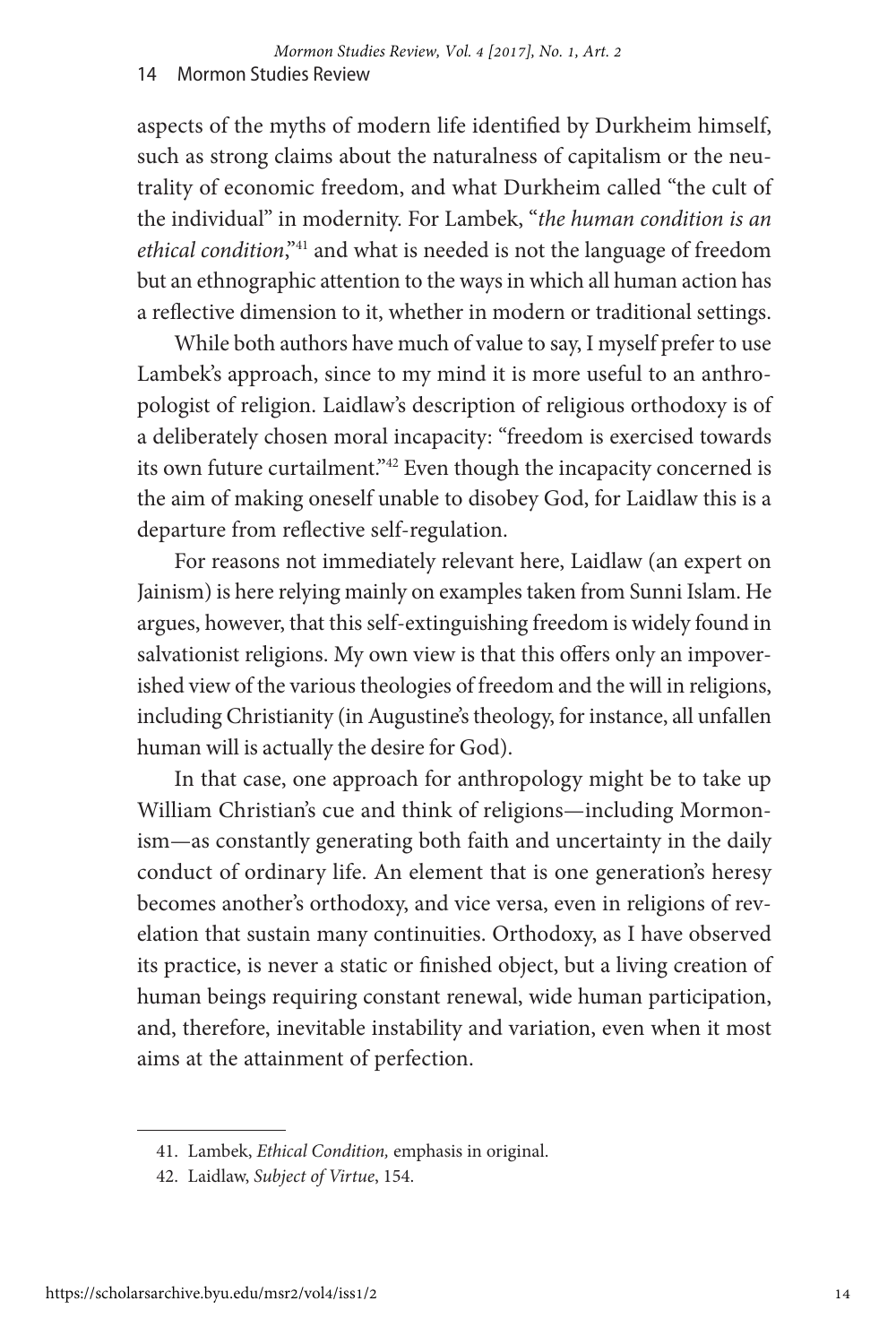aspects of the myths of modern life identified by Durkheim himself, such as strong claims about the naturalness of capitalism or the neutrality of economic freedom, and what Durkheim called "the cult of the individual" in modernity. For Lambek, "*the human condition is an ethical condition*,"[41] and what is needed is not the language of freedom but an ethnographic attention to the ways in which all human action has a reflective dimension to it, whether in modern or traditional settings.

While both authors have much of value to say, I myself prefer to use Lambek's approach, since to my mind it is more useful to an anthropologist of religion. Laidlaw's description of religious orthodoxy is of a deliberately chosen moral incapacity: "freedom is exercised towards its own future curtailment."[42] Even though the incapacity concerned is the aim of making oneself unable to disobey God, for Laidlaw this is a departure from reflective self-regulation.

For reasons not immediately relevant here, Laidlaw (an expert on Jainism) is here relying mainly on examples taken from Sunni Islam. He argues, however, that this self-extinguishing freedom is widely found in salvationist religions. My own view is that this offers only an impoverished view of the various theologies of freedom and the will in religions, including Christianity (in Augustine's theology, for instance, all unfallen human will is actually the desire for God).

In that case, one approach for anthropology might be to take up William Christian's cue and think of religions—including Mormonism—as constantly generating both faith and uncertainty in the daily conduct of ordinary life. An element that is one generation's heresy becomes another's orthodoxy, and vice versa, even in religions of revelation that sustain many continuities. Orthodoxy, as I have observed its practice, is never a static or finished object, but a living creation of human beings requiring constant renewal, wide human participation, and, therefore, inevitable instability and variation, even when it most aims at the attainment of perfection.

---

41. Lambek, *Ethical Condition,* emphasis in original.

42. Laidlaw, *Subject of Virtue*, 154.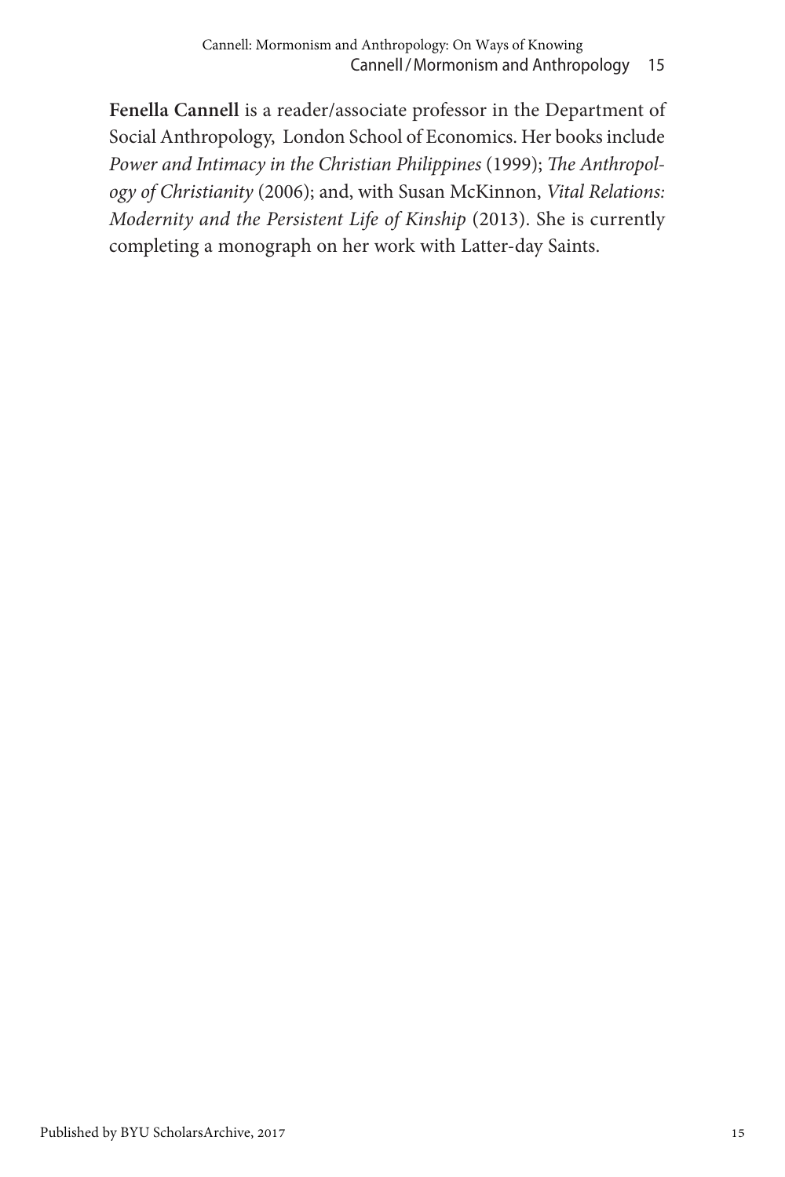**Fenella Cannell** is a reader/associate professor in the Department of Social Anthropology, London School of Economics. Her books include *Power and Intimacy in the Christian Philippines* (1999); *The Anthropology of Christianity* (2006); and, with Susan McKinnon, *Vital Relations: Modernity and the Persistent Life of Kinship* (2013). She is currently completing a monograph on her work with Latter-day Saints.